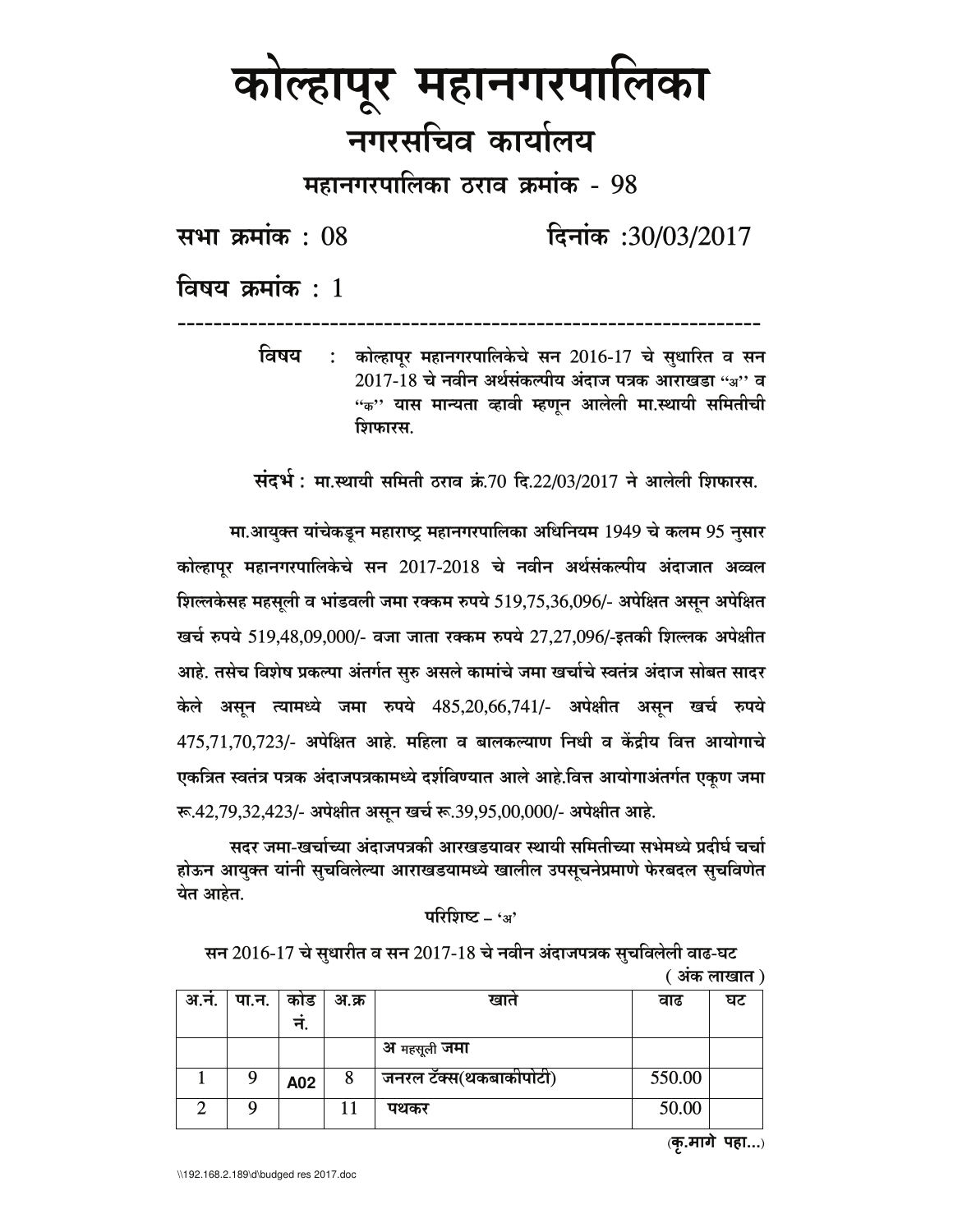# कोल्हापूर महानगरपालिका

## नगरसचिव कार्यालय

### महानगरपालिका ठराव क्रमांक - 98

**सभा क्रमांक : 08** **दिनांक :30/03/2017**

**विषय क्रमांक : 1**

---

**विषय** : कोल्हापूर महानगरपालिकेचे सन 2016-17 चे सुधारित व सन 2017-18 चे नवीन अर्थसंकल्पीय अंदाज पत्रक आराखडा "अ" व "क" यास मान्यता व्हावी म्हणून आलेली मा.स्थायी समितीची शिफारस.

**संदर्भ :** मा.स्थायी समिती ठराव क्र.70 दि.22/03/2017 ने आलेली शिफारस.

मा.आयुक्त यांचेकडून महाराष्ट्र महानगरपालिका अधिनियम 1949 चे कलम 95 नुसार कोल्हापूर महानगरपालिकेचे सन 2017-2018 चे नवीन अर्थसंकल्पीय अंदाजात अव्वल शिल्लकेसह महसूली व भांडवली जमा रक्कम रुपये 519,75,36,096/- अपेक्षित असून अपेक्षित खर्च रुपये 519,48,09,000/- वजा जाता रक्कम रुपये 27,27,096/-इतकी शिल्लक अपेक्षीत आहे. तसेच विशेष प्रकल्पा अंतर्गत सुरु असले कामांचे जमा खर्चाचे स्वतंत्र अंदाज सोबत सादर केले असून त्यामध्ये जमा रुपये 485,20,66,741/- अपेक्षीत असून खर्च रुपये 475,71,70,723/- अपेक्षित आहे. महिला व बालकल्याण निधी व केंद्रीय वित्त आयोगाचे एकत्रित स्वतंत्र पत्रक अंदाजपत्रकामध्ये दर्शविण्यात आले आहे.वित्त आयोगाअंतर्गत एकूण जमा रू.42,79,32,423/- अपेक्षीत असून खर्च रू.39,95,00,000/- अपेक्षीत आहे.

सदर जमा-खर्चाच्या अंदाजपत्रकी आरखडयावर स्थायी समितीच्या सभेमध्ये प्रदीर्घ चर्चा होऊन आयुक्त यांनी सुचविलेल्या आराखडयामध्ये खालील उपसूचनेप्रमाणे फेरबदल सुचविणेत येत आहेत.

**परिशिष्ट – 'अ'**

**सन 2016-17 चे सुधारीत व सन 2017-18 चे नवीन अंदाजपत्रक सुचविलेली वाढ-घट**

**( अंक लाखात )**

| अ.नं. | पा.न. | कोड नं. | अ.क्र | खाते | वाढ | घट |
|---|---|---|---|---|---|---|
| | | | | **अ** महसूली **जमा** | | |
| 1 | 9 | A02 | 8 | जनरल टॅक्स(थकबाकीपोटी) | 550.00 | |
| 2 | 9 | | 11 | पथकर | 50.00 | |

**(कृ.मागे पहा...)**

\\192.168.2.189\d\budged res 2017.doc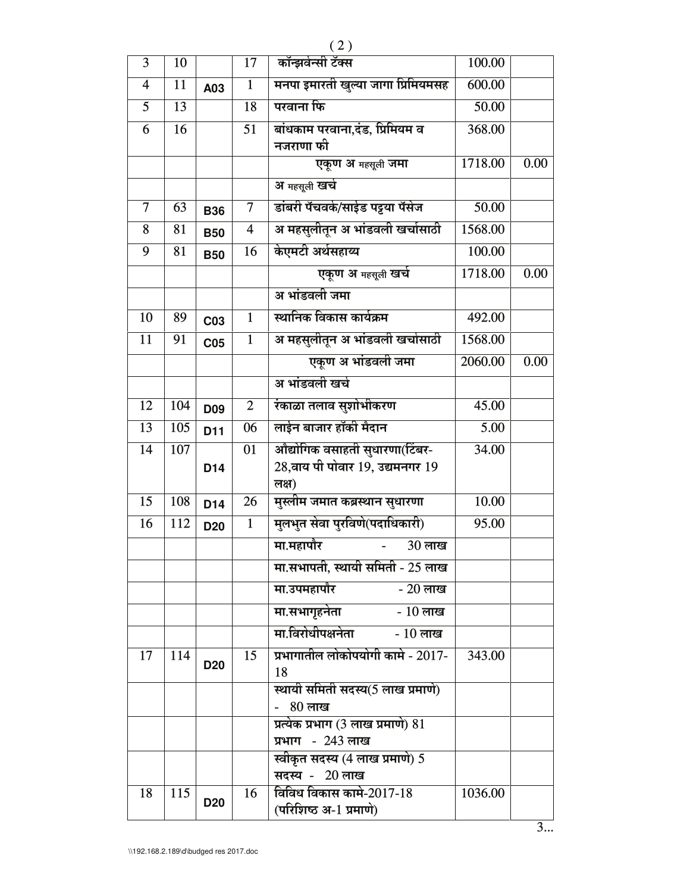| | | | | | | |
|---|---|---|---|---|---|---|
| 3 | 10 | | 17 | कॉन्झर्वन्सी टॅक्स | 100.00 | |
| 4 | 11 | A03 | 1 | मनपा इमारती खुल्या जागा प्रिमियमसह | 600.00 | |
| 5 | 13 | | 18 | परवाना फि | 50.00 | |
| 6 | 16 | | 51 | बांधकाम परवाना,दंड, प्रिमियम व नजराणा फी | 368.00 | |
| | | | | एकूण अ महसूली जमा | 1718.00 | 0.00 |
| | | | | अ महसूली खर्च | | |
| 7 | 63 | B36 | 7 | डांबरी पॅचवर्क/साईड पट्टया पॅसेज | 50.00 | |
| 8 | 81 | B50 | 4 | अ महसुलीतून अ भांडवली खर्चासाठी | 1568.00 | |
| 9 | 81 | B50 | 16 | केएमटी अर्थसहाय्य | 100.00 | |
| | | | | एकूण अ महसूली खर्च | 1718.00 | 0.00 |
| | | | | अ भांडवली जमा | | |
| 10 | 89 | C03 | 1 | स्थानिक विकास कार्यक्रम | 492.00 | |
| 11 | 91 | C05 | 1 | अ महसुलीतून अ भांडवली खर्चासाठी | 1568.00 | |
| | | | | एकूण अ भांडवली जमा | 2060.00 | 0.00 |
| | | | | अ भांडवली खर्च | | |
| 12 | 104 | D09 | 2 | रंकाळा तलाव सुशोभीकरण | 45.00 | |
| 13 | 105 | D11 | 06 | लाईन बाजार हॉकी मैदान | 5.00 | |
| 14 | 107 | D14 | 01 | औद्योगिक वसाहती सुधारणा(टिंबर-28,वाय पी पोवार 19, उद्यमनगर 19 लक्ष) | 34.00 | |
| 15 | 108 | D14 | 26 | मुस्लीम जमात कब्रस्थान सुधारणा | 10.00 | |
| 16 | 112 | D20 | 1 | मुलभुत सेवा पुरविणे(पदाधिकारी) | 95.00 | |
| | | | | मा.महापौर - 30 लाख | | |
| | | | | मा.सभापती, स्थायी समिती - 25 लाख | | |
| | | | | मा.उपमहापौर - 20 लाख | | |
| | | | | मा.सभागृहनेता - 10 लाख | | |
| | | | | मा.विरोधीपक्षनेता - 10 लाख | | |
| 17 | 114 | D20 | 15 | प्रभागातील लोकोपयोगी कामे - 2017-18 | 343.00 | |
| | | | | स्थायी समिती सदस्य(5 लाख प्रमाणे) - 80 लाख | | |
| | | | | प्रत्येक प्रभाग (3 लाख प्रमाणे) 81 प्रभाग - 243 लाख | | |
| | | | | स्वीकृत सदस्य (4 लाख प्रमाणे) 5 सदस्य - 20 लाख | | |
| 18 | 115 | D20 | 16 | विविध विकास कामे-2017-18 (परिशिष्ठ अ-1 प्रमाणे) | 1036.00 | |

3...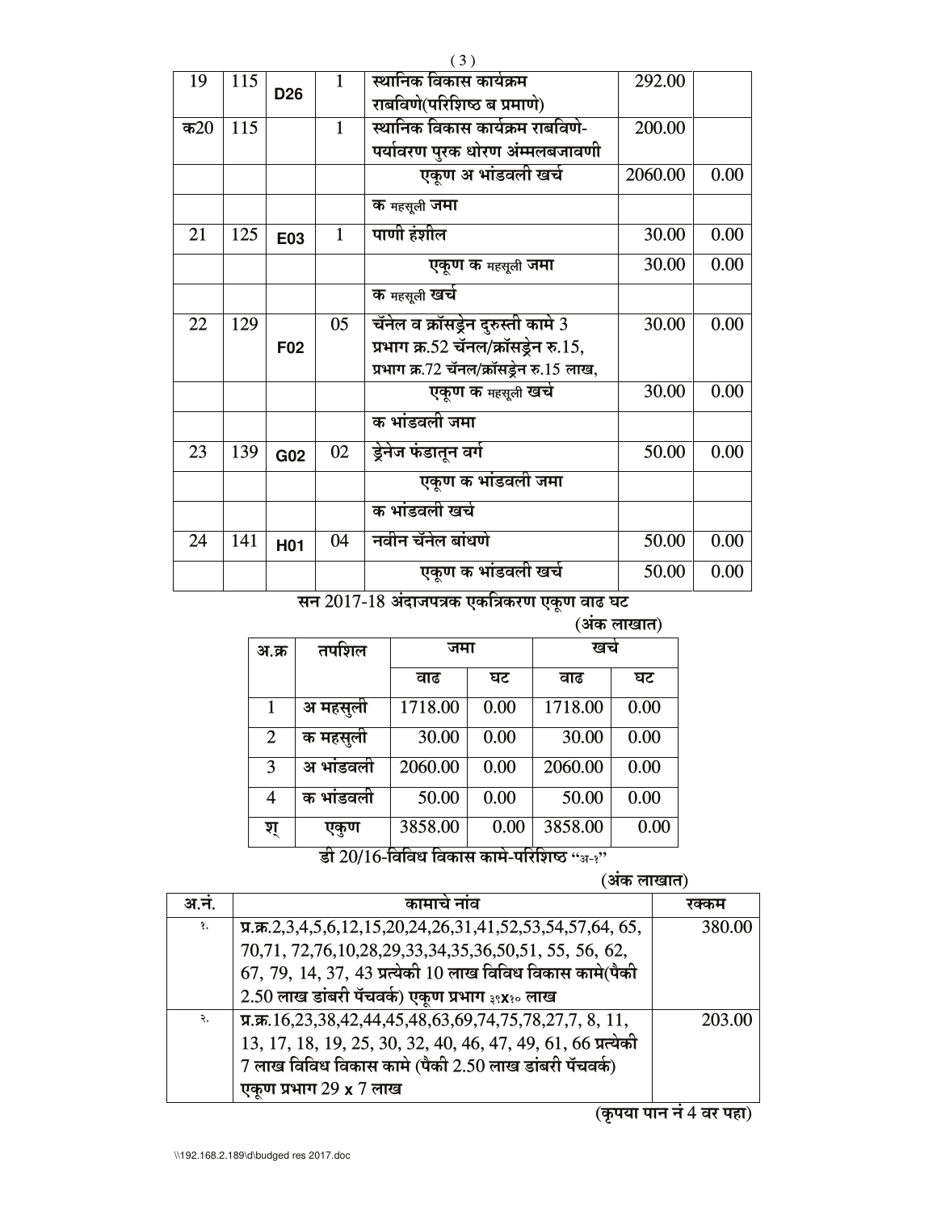| | | | | | | |
|---|---|---|---|---|---|---|
| 19 | 115 | D26 | 1 | स्थानिक विकास कार्यक्रम राबविणे(परिशिष्ठ ब प्रमाणे) | 292.00 | |
| क20 | 115 | | 1 | स्थानिक विकास कार्यक्रम राबविणे- पर्यावरण पुरक धोरण अंम्मलबजावणी | 200.00 | |
| | | | | एकूण अ भांडवली खर्च | 2060.00 | 0.00 |
| | | | | क महसूली जमा | | |
| 21 | 125 | E03 | 1 | पाणी हंशील | 30.00 | 0.00 |
| | | | | एकूण क महसूली जमा | 30.00 | 0.00 |
| | | | | क महसूली खर्च | | |
| 22 | 129 | F02 | 05 | चॅनेल व क्रॉसड्रेन दुरुस्ती कामे 3 प्रभाग क्र.52 चॅनल/क्रॉसड्रेन रु.15, प्रभाग क्र.72 चॅनल/क्रॉसड्रेन रु.15 लाख, | 30.00 | 0.00 |
| | | | | एकूण क महसूली खर्च | 30.00 | 0.00 |
| | | | | क भांडवली जमा | | |
| 23 | 139 | G02 | 02 | ड्रेनेज फंडातून वर्ग | 50.00 | 0.00 |
| | | | | एकूण क भांडवली जमा | | |
| | | | | क भांडवली खर्च | | |
| 24 | 141 | H01 | 04 | नवीन चॅनेल बांधणे | 50.00 | 0.00 |
| | | | | एकूण क भांडवली खर्च | 50.00 | 0.00 |

**सन 2017-18 अंदाजपत्रक एकत्रिकरण एकूण वाढ घट**

(अंक लाखात)

| अ.क्र | तपशिल | जमा | | खर्च | |
|---|---|---|---|---|---|
| | | वाढ | घट | वाढ | घट |
| 1 | अ महसुली | 1718.00 | 0.00 | 1718.00 | 0.00 |
| 2 | क महसुली | 30.00 | 0.00 | 30.00 | 0.00 |
| 3 | अ भांडवली | 2060.00 | 0.00 | 2060.00 | 0.00 |
| 4 | क भांडवली | 50.00 | 0.00 | 50.00 | 0.00 |
| श् | एकुण | 3858.00 | 0.00 | 3858.00 | 0.00 |

**डी 20/16-विविध विकास कामे-परिशिष्ठ "अ-१"**

(अंक लाखात)

| अ.नं. | कामाचे नांव | रक्कम |
|---|---|---|
| १. | प्र.क्र.2,3,4,5,6,12,15,20,24,26,31,41,52,53,54,57,64, 65, 70,71, 72,76,10,28,29,33,34,35,36,50,51, 55, 56, 62, 67, 79, 14, 37, 43 प्रत्येकी 10 लाख विविध विकास कामे(पैकी 2.50 लाख डांबरी पॅचवर्क) एकूण प्रभाग ३८x१० लाख | 380.00 |
| २. | प्र.क्र.16,23,38,42,44,45,48,63,69,74,75,78,27,7, 8, 11, 13, 17, 18, 19, 25, 30, 32, 40, 46, 47, 49, 61, 66 प्रत्येकी 7 लाख विविध विकास कामे (पैकी 2.50 लाख डांबरी पॅचवर्क) एकूण प्रभाग 29 x 7 लाख | 203.00 |

(कृपया पान नं 4 वर पहा)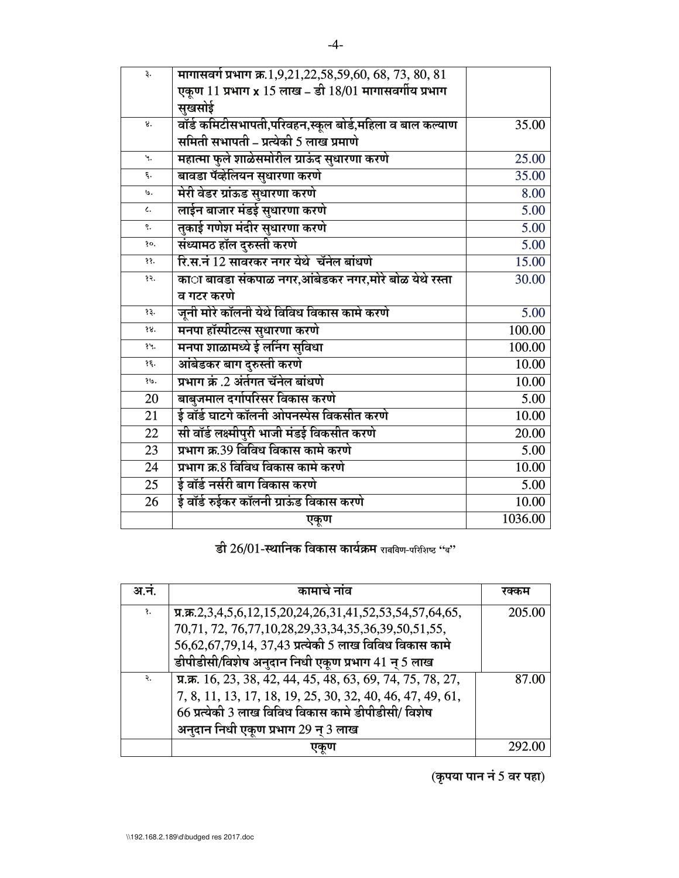| | | |
|---|---|---|
| ३. | मागासवर्ग प्रभाग क्र.1,9,21,22,58,59,60, 68, 73, 80, 81 एकूण 11 प्रभाग x 15 लाख – डी 18/01 मागासवर्गीय प्रभाग सुखसोई | |
| ४. | वॉर्ड कमिटीसभापती,परिवहन,स्कूल बोर्ड,महिला व बाल कल्याण समिती सभापती – प्रत्येकी 5 लाख प्रमाणे | 35.00 |
| ५. | महात्मा फुले शाळेसमोरील ग्राऊंद सुधारणा करणे | 25.00 |
| ६. | बावडा पॅव्हेलियन सुधारणा करणे | 35.00 |
| ७. | मेरी वेडर ग्रांऊड सुधारणा करणे | 8.00 |
| ८. | लाईन बाजार मंडई सुधारणा करणे | 5.00 |
| ९. | तुकाई गणेश मंदीर सुधारणा करणे | 5.00 |
| १०. | संध्यामठ हॉल दुरुस्ती करणे | 5.00 |
| ११. | रि.स.नं 12 सावरकर नगर येथे चॅनेल बांधणे | 15.00 |
| १२. | का◌ा बावडा संकपाळ नगर,आंबेडकर नगर,मोरे बोळ येथे रस्ता व गटर करणे | 30.00 |
| १३. | जूनी मोरे कॉलनी येथे विविध विकास कामे करणे | 5.00 |
| १४. | मनपा हॉस्पीटल्स सुधारणा करणे | 100.00 |
| १५. | मनपा शाळामध्ये ई लर्निग सुविधा | 100.00 |
| १६. | आंबेडकर बाग दुरुस्ती करणे | 10.00 |
| १७. | प्रभाग क्रं .2 अंर्तगत चॅनेल बांधणे | 10.00 |
| 20 | बाबुजमाल दर्गापरिसर विकास करणे | 5.00 |
| 21 | ई वॉर्ड घाटगे कॉलनी ओपनस्पेस विकसीत करणे | 10.00 |
| 22 | सी वॉर्ड लक्ष्मीपुरी भाजी मंडई विकसीत करणे | 20.00 |
| 23 | प्रभाग क्र.39 विविध विकास कामे करणे | 5.00 |
| 24 | प्रभाग क्र.8 विविध विकास कामे करणे | 10.00 |
| 25 | ई वॉर्ड नर्सरी बाग विकास करणे | 5.00 |
| 26 | ई वॉर्ड रुईकर कॉलनी ग्राऊंड विकास करणे | 10.00 |
| | एकूण | 1036.00 |

**डी 26/01-स्थानिक विकास कार्यक्रम** रावविण-परिशिष्ठ "ब"

| अ.नं. | कामाचे नांव | रक्कम |
|---|---|---|
| १. | प्र.क्र.2,3,4,5,6,12,15,20,24,26,31,41,52,53,54,57,64,65, 70,71, 72, 76,77,10,28,29,33,34,35,36,39,50,51,55, 56,62,67,79,14, 37,43 प्रत्येकी 5 लाख विविध विकास कामे डीपीडीसी/विशेष अनुदान निधी एकूण प्रभाग 41 न् 5 लाख | 205.00 |
| २. | प्र.क्र. 16, 23, 38, 42, 44, 45, 48, 63, 69, 74, 75, 78, 27, 7, 8, 11, 13, 17, 18, 19, 25, 30, 32, 40, 46, 47, 49, 61, 66 प्रत्येकी 3 लाख विविध विकास कामे डीपीडीसी/ विशेष अनुदान निधी एकूण प्रभाग 29 न् 3 लाख | 87.00 |
| | एकूण | 292.00 |

**(कृपया पान नं 5 वर पहा)**

\\192.168.2.189\d\budged res 2017.doc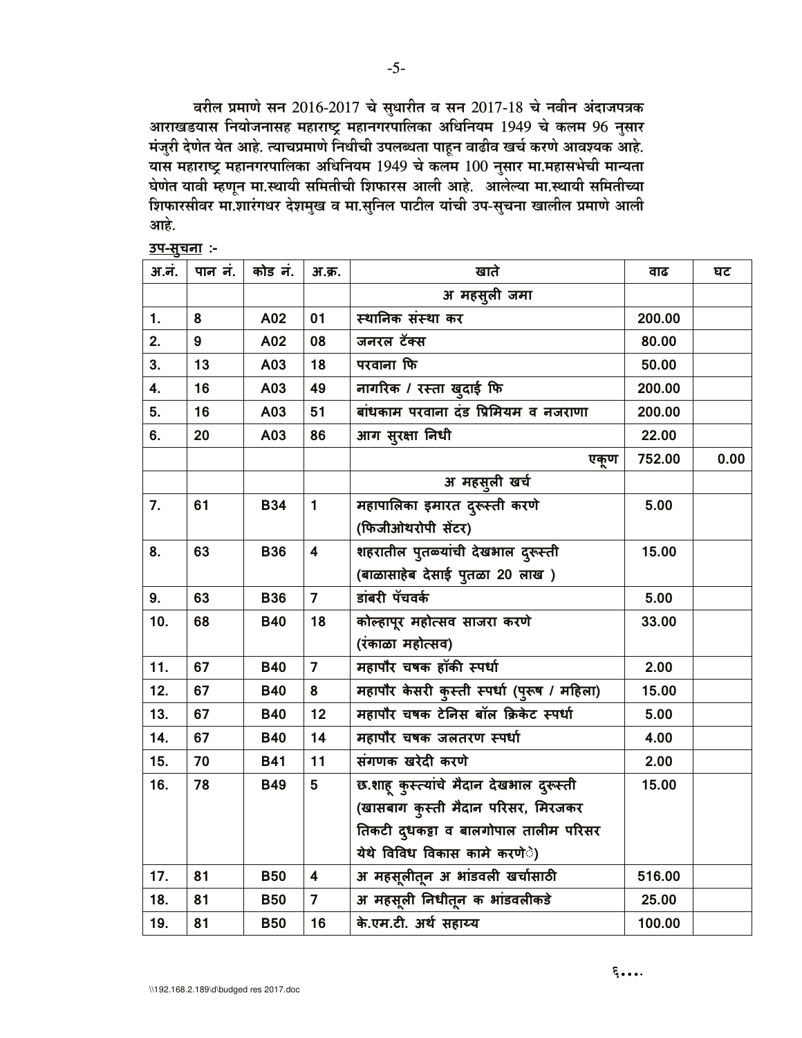वरील प्रमाणे सन 2016-2017 चे सुधारीत व सन 2017-18 चे नवीन अंदाजपत्रक आराखडयास नियोजनासह महाराष्ट्र महानगरपालिका अधिनियम 1949 चे कलम 96 नुसार मंजुरी देणेत येत आहे. त्याचप्रमाणे निधीची उपलब्धता पाहून वाढीव खर्च करणे आवश्यक आहे. यास महाराष्ट्र महानगरपालिका अधिनियम 1949 चे कलम 100 नुसार मा.महासभेची मान्यता घेणेत यावी म्हणून मा.स्थायी समितीची शिफारस आली आहे. आलेल्या मा.स्थायी समितीच्या शिफारसीवर मा.शारंगधर देशमुख व मा.सुनिल पाटील यांची उप-सुचना खालील प्रमाणे आली आहे.

**उप-सुचना :-**

| अ.नं. | पान नं. | कोड नं. | अ.क्र. | खाते | वाढ | घट |
|---|---|---|---|---|---|---|
| | | | | अ महसुली जमा | | |
| 1. | 8 | A02 | 01 | स्थानिक संस्था कर | 200.00 | |
| 2. | 9 | A02 | 08 | जनरल टॅक्स | 80.00 | |
| 3. | 13 | A03 | 18 | परवाना फि | 50.00 | |
| 4. | 16 | A03 | 49 | नागरिक / रस्ता खुदाई फि | 200.00 | |
| 5. | 16 | A03 | 51 | बांधकाम परवाना दंड प्रिमियम व नजराणा | 200.00 | |
| 6. | 20 | A03 | 86 | आग सुरक्षा निधी | 22.00 | |
| | | | | एकूण | 752.00 | 0.00 |
| | | | | अ महसुली खर्च | | |
| 7. | 61 | B34 | 1 | महापालिका इमारत दुरूस्ती करणे (फिजीओथरोपी सेंटर) | 5.00 | |
| 8. | 63 | B36 | 4 | शहरातील पुतळ्यांची देखभाल दुरूस्ती (बाळासाहेब देसाई पुतळा 20 लाख ) | 15.00 | |
| 9. | 63 | B36 | 7 | डांबरी पॅचवर्क | 5.00 | |
| 10. | 68 | B40 | 18 | कोल्हापूर महोत्सव साजरा करणे (रंकाळा महोत्सव) | 33.00 | |
| 11. | 67 | B40 | 7 | महापौर चषक हॉकी स्पर्धा | 2.00 | |
| 12. | 67 | B40 | 8 | महापौर केसरी कुस्ती स्पर्धा (पुरूष / महिला) | 15.00 | |
| 13. | 67 | B40 | 12 | महापौर चषक टेनिस बॉल क्रिकेट स्पर्धा | 5.00 | |
| 14. | 67 | B40 | 14 | महापौर चषक जलतरण स्पर्धा | 4.00 | |
| 15. | 70 | B41 | 11 | संगणक खरेदी करणे | 2.00 | |
| 16. | 78 | B49 | 5 | छ.शाहू कुस्त्यांचे मैदान देखभाल दुरूस्ती (खासबाग कुस्ती मैदान परिसर, मिरजकर तिकटी दुधकट्टा व बालगोपाल तालीम परिसर येथे विविध विकास कामे करणे) | 15.00 | |
| 17. | 81 | B50 | 4 | अ महसूलीतून अ भांडवली खर्चासाठी | 516.00 | |
| 18. | 81 | B50 | 7 | अ महसूली निधीतून क भांडवलीकडे | 25.00 | |
| 19. | 81 | B50 | 16 | के.एम.टी. अर्थ सहाय्य | 100.00 | |

६....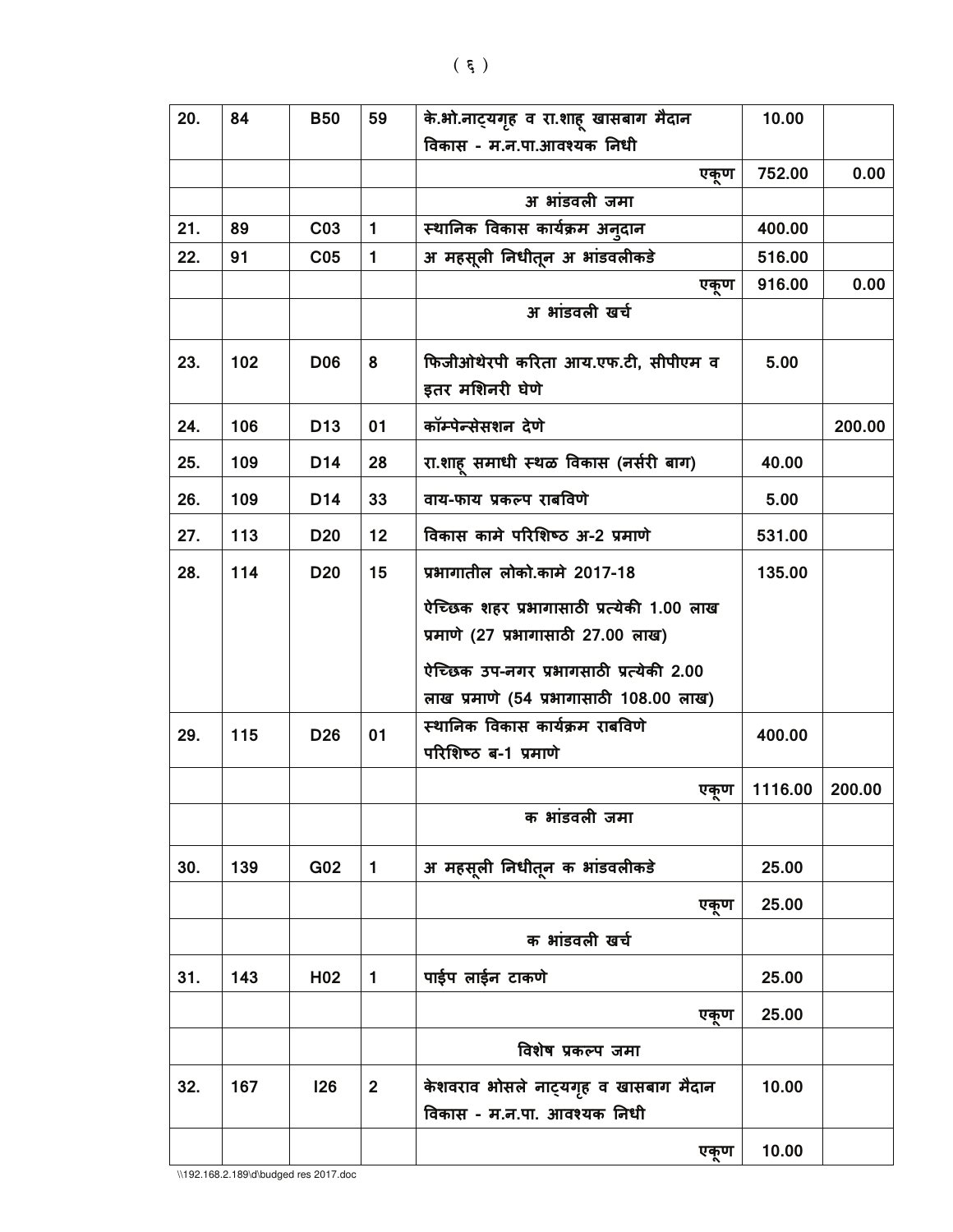| | | | | | | |
|---|---|---|---|---|---|---|
| 20. | 84 | B50 | 59 | के.भो.नाट्यगृह व रा.शाहू खासबाग मैदान विकास - म.न.पा.आवश्यक निधी | 10.00 | |
| | | | | एकूण | 752.00 | 0.00 |
| | | | | अ भांडवली जमा | | |
| 21. | 89 | C03 | 1 | स्थानिक विकास कार्यक्रम अनुदान | 400.00 | |
| 22. | 91 | C05 | 1 | अ महसूली निधीतून अ भांडवलीकडे | 516.00 | |
| | | | | एकूण | 916.00 | 0.00 |
| | | | | अ भांडवली खर्च | | |
| 23. | 102 | D06 | 8 | फिजीओथेरपी करिता आय.एफ.टी, सीपीएम व इतर मशिनरी घेणे | 5.00 | |
| 24. | 106 | D13 | 01 | कॉम्पेन्सेसशन देणे | | 200.00 |
| 25. | 109 | D14 | 28 | रा.शाहू समाधी स्थळ विकास (नर्सरी बाग) | 40.00 | |
| 26. | 109 | D14 | 33 | वाय-फाय प्रकल्प राबविणे | 5.00 | |
| 27. | 113 | D20 | 12 | विकास कामे परिशिष्ठ अ-2 प्रमाणे | 531.00 | |
| 28. | 114 | D20 | 15 | प्रभागातील लोको.कामे 2017-18<br>ऐच्छिक शहर प्रभागासाठी प्रत्येकी 1.00 लाख प्रमाणे (27 प्रभागासाठी 27.00 लाख)<br>ऐच्छिक उप-नगर प्रभागसाठी प्रत्येकी 2.00 लाख प्रमाणे (54 प्रभागासाठी 108.00 लाख) | 135.00 | |
| 29. | 115 | D26 | 01 | स्थानिक विकास कार्यक्रम राबविणे परिशिष्ठ ब-1 प्रमाणे | 400.00 | |
| | | | | एकूण | 1116.00 | 200.00 |
| | | | | क भांडवली जमा | | |
| 30. | 139 | G02 | 1 | अ महसूली निधीतून क भांडवलीकडे | 25.00 | |
| | | | | एकूण | 25.00 | |
| | | | | क भांडवली खर्च | | |
| 31. | 143 | H02 | 1 | पाईप लाईन टाकणे | 25.00 | |
| | | | | एकूण | 25.00 | |
| | | | | विशेष प्रकल्प जमा | | |
| 32. | 167 | I26 | 2 | केशवराव भोसले नाट्यगृह व खासबाग मैदान विकास - म.न.पा. आवश्यक निधी | 10.00 | |
| | | | | एकूण | 10.00 | |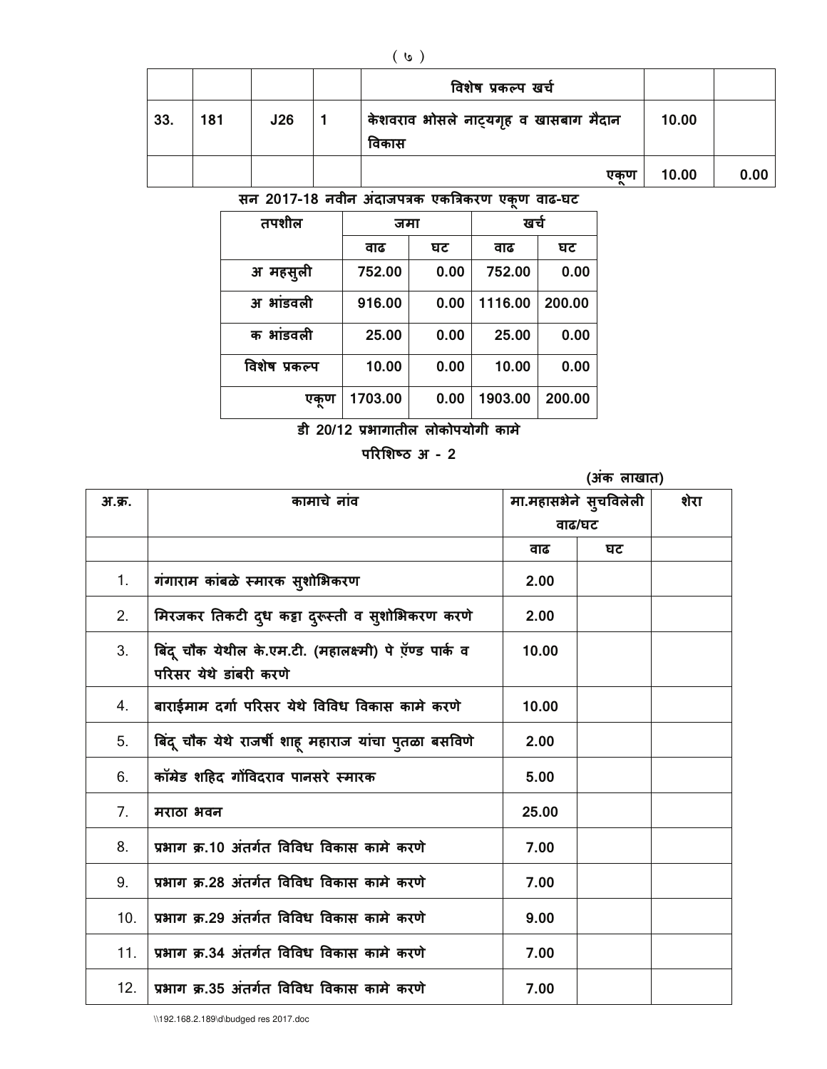| | | | | विशेष प्रकल्प खर्च | | |
|---|---|---|---|---|---|---|
| 33. | 181 | J26 | 1 | केशवराव भोसले नाट्यगृह व खासबाग मैदान विकास | 10.00 | |
| | | | | एकूण | 10.00 | 0.00 |

**सन 2017-18 नवीन अंदाजपत्रक एकत्रिकरण एकूण वाढ-घट**

| तपशील | जमा | | खर्च | |
|---|---|---|---|---|
| | वाढ | घट | वाढ | घट |
| अ महसुली | 752.00 | 0.00 | 752.00 | 0.00 |
| अ भांडवली | 916.00 | 0.00 | 1116.00 | 200.00 |
| क भांडवली | 25.00 | 0.00 | 25.00 | 0.00 |
| विशेष प्रकल्प | 10.00 | 0.00 | 10.00 | 0.00 |
| एकूण | 1703.00 | 0.00 | 1903.00 | 200.00 |

**डी 20/12 प्रभागातील लोकोपयोगी कामे**

**परिशिष्ठ अ - 2**

(अंक लाखात)

| अ.क्र. | कामाचे नांव | मा.महासभेने सुचविलेली वाढ/घट | | शेरा |
|---|---|---|---|---|
| | | वाढ | घट | |
| 1. | गंगाराम कांबळे स्मारक सुशोभिकरण | 2.00 | | |
| 2. | मिरजकर तिकटी दुध कट्टा दुरूस्ती व सुशोभिकरण करणे | 2.00 | | |
| 3. | बिंदू चौक येथील के.एम.टी. (महालक्ष्मी) पे ॲण्ड पार्क व परिसर येथे डांबरी करणे | 10.00 | | |
| 4. | बाराईमाम दर्गा परिसर येथे विविध विकास कामे करणे | 10.00 | | |
| 5. | बिंदू चौक येथे राजर्षी शाहू महाराज यांचा पुतळा बसविणे | 2.00 | | |
| 6. | कॉम्रेड शहिद गोंविदराव पानसरे स्मारक | 5.00 | | |
| 7. | मराठा भवन | 25.00 | | |
| 8. | प्रभाग क्र.10 अंतर्गत विविध विकास कामे करणे | 7.00 | | |
| 9. | प्रभाग क्र.28 अंतर्गत विविध विकास कामे करणे | 7.00 | | |
| 10. | प्रभाग क्र.29 अंतर्गत विविध विकास कामे करणे | 9.00 | | |
| 11. | प्रभाग क्र.34 अंतर्गत विविध विकास कामे करणे | 7.00 | | |
| 12. | प्रभाग क्र.35 अंतर्गत विविध विकास कामे करणे | 7.00 | | |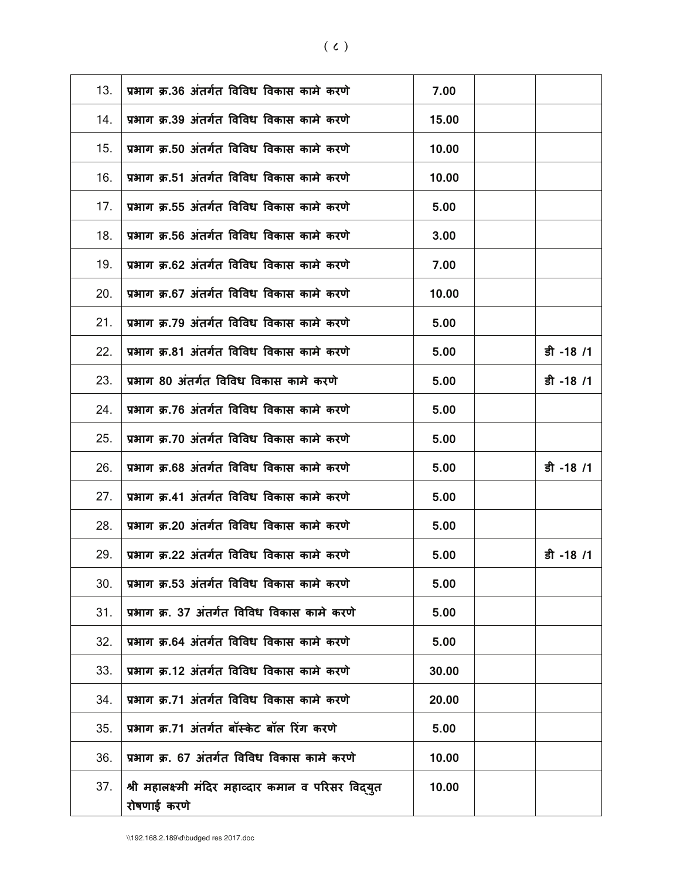| 13. | प्रभाग क्र.36 अंतर्गत विविध विकास कामे करणे | 7.00 | | |
|---|---|---|---|---|
| 14. | प्रभाग क्र.39 अंतर्गत विविध विकास कामे करणे | 15.00 | | |
| 15. | प्रभाग क्र.50 अंतर्गत विविध विकास कामे करणे | 10.00 | | |
| 16. | प्रभाग क्र.51 अंतर्गत विविध विकास कामे करणे | 10.00 | | |
| 17. | प्रभाग क्र.55 अंतर्गत विविध विकास कामे करणे | 5.00 | | |
| 18. | प्रभाग क्र.56 अंतर्गत विविध विकास कामे करणे | 3.00 | | |
| 19. | प्रभाग क्र.62 अंतर्गत विविध विकास कामे करणे | 7.00 | | |
| 20. | प्रभाग क्र.67 अंतर्गत विविध विकास कामे करणे | 10.00 | | |
| 21. | प्रभाग क्र.79 अंतर्गत विविध विकास कामे करणे | 5.00 | | |
| 22. | प्रभाग क्र.81 अंतर्गत विविध विकास कामे करणे | 5.00 | | डी -18 /1 |
| 23. | प्रभाग 80 अंतर्गत विविध विकास कामे करणे | 5.00 | | डी -18 /1 |
| 24. | प्रभाग क्र.76 अंतर्गत विविध विकास कामे करणे | 5.00 | | |
| 25. | प्रभाग क्र.70 अंतर्गत विविध विकास कामे करणे | 5.00 | | |
| 26. | प्रभाग क्र.68 अंतर्गत विविध विकास कामे करणे | 5.00 | | डी -18 /1 |
| 27. | प्रभाग क्र.41 अंतर्गत विविध विकास कामे करणे | 5.00 | | |
| 28. | प्रभाग क्र.20 अंतर्गत विविध विकास कामे करणे | 5.00 | | |
| 29. | प्रभाग क्र.22 अंतर्गत विविध विकास कामे करणे | 5.00 | | डी -18 /1 |
| 30. | प्रभाग क्र.53 अंतर्गत विविध विकास कामे करणे | 5.00 | | |
| 31. | प्रभाग क्र. 37 अंतर्गत विविध विकास कामे करणे | 5.00 | | |
| 32. | प्रभाग क्र.64 अंतर्गत विविध विकास कामे करणे | 5.00 | | |
| 33. | प्रभाग क्र.12 अंतर्गत विविध विकास कामे करणे | 30.00 | | |
| 34. | प्रभाग क्र.71 अंतर्गत विविध विकास कामे करणे | 20.00 | | |
| 35. | प्रभाग क्र.71 अंतर्गत बॉस्केट बॉल रिंग करणे | 5.00 | | |
| 36. | प्रभाग क्र. 67 अंतर्गत विविध विकास कामे करणे | 10.00 | | |
| 37. | श्री महालक्ष्मी मंदिर महाव्दार कमान व परिसर विद्युत रोषणाई करणे | 10.00 | | |

\\192.168.2.189\d\budged res 2017.doc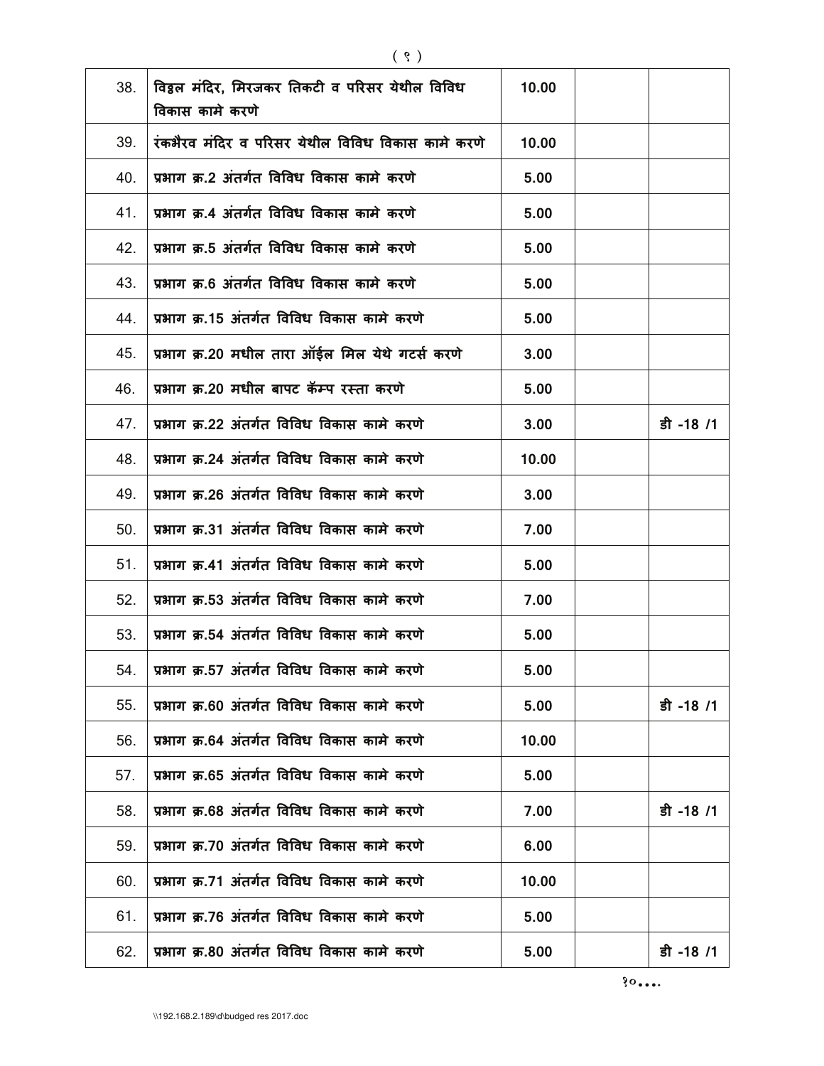| | | | | |
|---|---|---|---|---|
| 38. | विठ्ठल मंदिर, मिरजकर तिकटी व परिसर येथील विविध विकास कामे करणे | 10.00 | | |
| 39. | रंकभैरव मंदिर व परिसर येथील विविध विकास कामे करणे | 10.00 | | |
| 40. | प्रभाग क्र.2 अंतर्गत विविध विकास कामे करणे | 5.00 | | |
| 41. | प्रभाग क्र.4 अंतर्गत विविध विकास कामे करणे | 5.00 | | |
| 42. | प्रभाग क्र.5 अंतर्गत विविध विकास कामे करणे | 5.00 | | |
| 43. | प्रभाग क्र.6 अंतर्गत विविध विकास कामे करणे | 5.00 | | |
| 44. | प्रभाग क्र.15 अंतर्गत विविध विकास कामे करणे | 5.00 | | |
| 45. | प्रभाग क्र.20 मधील तारा ऑईल मिल येथे गटर्स करणे | 3.00 | | |
| 46. | प्रभाग क्र.20 मधील बापट कॅम्प रस्ता करणे | 5.00 | | |
| 47. | प्रभाग क्र.22 अंतर्गत विविध विकास कामे करणे | 3.00 | | डी -18 /1 |
| 48. | प्रभाग क्र.24 अंतर्गत विविध विकास कामे करणे | 10.00 | | |
| 49. | प्रभाग क्र.26 अंतर्गत विविध विकास कामे करणे | 3.00 | | |
| 50. | प्रभाग क्र.31 अंतर्गत विविध विकास कामे करणे | 7.00 | | |
| 51. | प्रभाग क्र.41 अंतर्गत विविध विकास कामे करणे | 5.00 | | |
| 52. | प्रभाग क्र.53 अंतर्गत विविध विकास कामे करणे | 7.00 | | |
| 53. | प्रभाग क्र.54 अंतर्गत विविध विकास कामे करणे | 5.00 | | |
| 54. | प्रभाग क्र.57 अंतर्गत विविध विकास कामे करणे | 5.00 | | |
| 55. | प्रभाग क्र.60 अंतर्गत विविध विकास कामे करणे | 5.00 | | डी -18 /1 |
| 56. | प्रभाग क्र.64 अंतर्गत विविध विकास कामे करणे | 10.00 | | |
| 57. | प्रभाग क्र.65 अंतर्गत विविध विकास कामे करणे | 5.00 | | |
| 58. | प्रभाग क्र.68 अंतर्गत विविध विकास कामे करणे | 7.00 | | डी -18 /1 |
| 59. | प्रभाग क्र.70 अंतर्गत विविध विकास कामे करणे | 6.00 | | |
| 60. | प्रभाग क्र.71 अंतर्गत विविध विकास कामे करणे | 10.00 | | |
| 61. | प्रभाग क्र.76 अंतर्गत विविध विकास कामे करणे | 5.00 | | |
| 62. | प्रभाग क्र.80 अंतर्गत विविध विकास कामे करणे | 5.00 | | डी -18 /1 |

१०....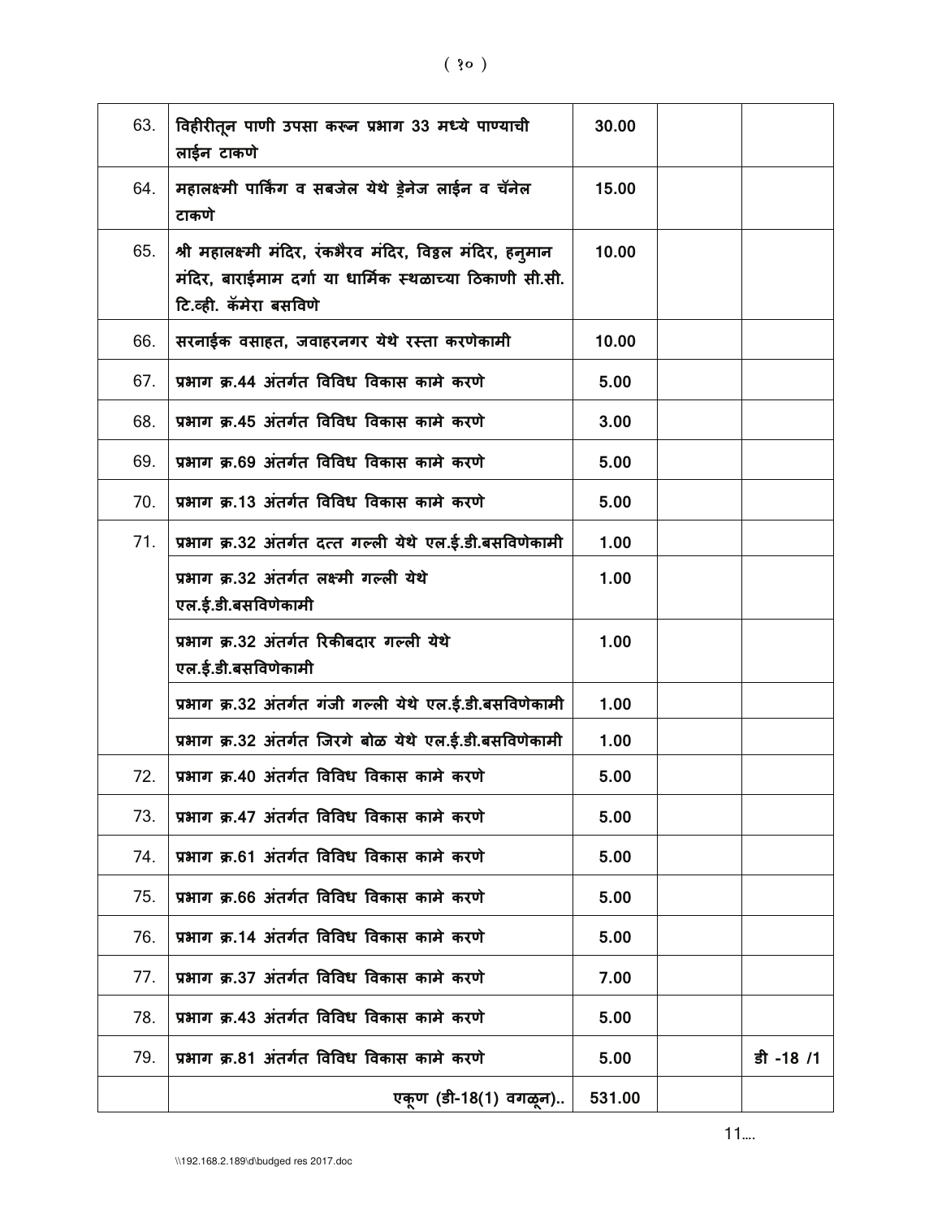| | | | | |
|---|---|---|---|---|
| 63. | विहीरीतून पाणी उपसा करून प्रभाग 33 मध्ये पाण्याची लाईन टाकणे | 30.00 | | |
| 64. | महालक्ष्मी पार्किग व सबजेल येथे ड्रेनेज लाईन व चॅनेल टाकणे | 15.00 | | |
| 65. | श्री महालक्ष्मी मंदिर, रंकभैरव मंदिर, विठ्ठल मंदिर, हनुमान मंदिर, बाराईमाम दर्गा या धार्मिक स्थळाच्या ठिकाणी सी.सी. टि.व्ही. कॅमेरा बसविणे | 10.00 | | |
| 66. | सरनाईक वसाहत, जवाहरनगर येथे रस्ता करणेकामी | 10.00 | | |
| 67. | प्रभाग क्र.44 अंतर्गत विविध विकास कामे करणे | 5.00 | | |
| 68. | प्रभाग क्र.45 अंतर्गत विविध विकास कामे करणे | 3.00 | | |
| 69. | प्रभाग क्र.69 अंतर्गत विविध विकास कामे करणे | 5.00 | | |
| 70. | प्रभाग क्र.13 अंतर्गत विविध विकास कामे करणे | 5.00 | | |
| 71. | प्रभाग क्र.32 अंतर्गत दत्त गल्ली येथे एल.ई.डी.बसविणेकामी | 1.00 | | |
| | प्रभाग क्र.32 अंतर्गत लक्ष्मी गल्ली येथे एल.ई.डी.बसविणेकामी | 1.00 | | |
| | प्रभाग क्र.32 अंतर्गत रिकीबदार गल्ली येथे एल.ई.डी.बसविणेकामी | 1.00 | | |
| | प्रभाग क्र.32 अंतर्गत गंजी गल्ली येथे एल.ई.डी.बसविणेकामी | 1.00 | | |
| | प्रभाग क्र.32 अंतर्गत जिरगे बोळ येथे एल.ई.डी.बसविणेकामी | 1.00 | | |
| 72. | प्रभाग क्र.40 अंतर्गत विविध विकास कामे करणे | 5.00 | | |
| 73. | प्रभाग क्र.47 अंतर्गत विविध विकास कामे करणे | 5.00 | | |
| 74. | प्रभाग क्र.61 अंतर्गत विविध विकास कामे करणे | 5.00 | | |
| 75. | प्रभाग क्र.66 अंतर्गत विविध विकास कामे करणे | 5.00 | | |
| 76. | प्रभाग क्र.14 अंतर्गत विविध विकास कामे करणे | 5.00 | | |
| 77. | प्रभाग क्र.37 अंतर्गत विविध विकास कामे करणे | 7.00 | | |
| 78. | प्रभाग क्र.43 अंतर्गत विविध विकास कामे करणे | 5.00 | | |
| 79. | प्रभाग क्र.81 अंतर्गत विविध विकास कामे करणे | 5.00 | | डी -18 /1 |
| | एकूण (डी-18(1) वगळून).. | 531.00 | | |

11....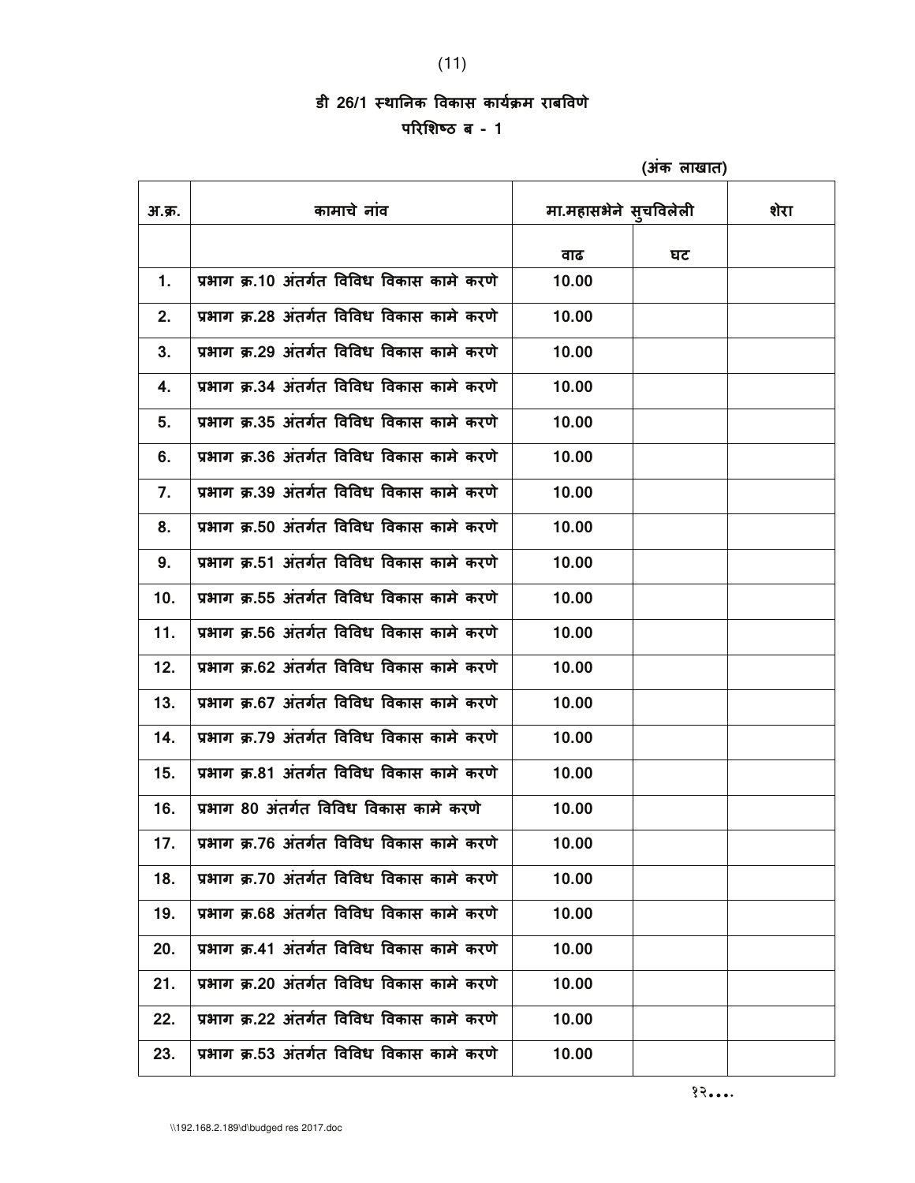## डी 26/1 स्थानिक विकास कार्यक्रम राबविणे

### परिशिष्ठ ब - 1

(अंक लाखात)

| अ.क्र. | कामाचे नांव | मा.महासभेने सुचविलेली | | शेरा |
|---|---|---|---|---|
| | | वाढ | घट | |
| 1. | प्रभाग क्र.10 अंतर्गत विविध विकास कामे करणे | 10.00 | | |
| 2. | प्रभाग क्र.28 अंतर्गत विविध विकास कामे करणे | 10.00 | | |
| 3. | प्रभाग क्र.29 अंतर्गत विविध विकास कामे करणे | 10.00 | | |
| 4. | प्रभाग क्र.34 अंतर्गत विविध विकास कामे करणे | 10.00 | | |
| 5. | प्रभाग क्र.35 अंतर्गत विविध विकास कामे करणे | 10.00 | | |
| 6. | प्रभाग क्र.36 अंतर्गत विविध विकास कामे करणे | 10.00 | | |
| 7. | प्रभाग क्र.39 अंतर्गत विविध विकास कामे करणे | 10.00 | | |
| 8. | प्रभाग क्र.50 अंतर्गत विविध विकास कामे करणे | 10.00 | | |
| 9. | प्रभाग क्र.51 अंतर्गत विविध विकास कामे करणे | 10.00 | | |
| 10. | प्रभाग क्र.55 अंतर्गत विविध विकास कामे करणे | 10.00 | | |
| 11. | प्रभाग क्र.56 अंतर्गत विविध विकास कामे करणे | 10.00 | | |
| 12. | प्रभाग क्र.62 अंतर्गत विविध विकास कामे करणे | 10.00 | | |
| 13. | प्रभाग क्र.67 अंतर्गत विविध विकास कामे करणे | 10.00 | | |
| 14. | प्रभाग क्र.79 अंतर्गत विविध विकास कामे करणे | 10.00 | | |
| 15. | प्रभाग क्र.81 अंतर्गत विविध विकास कामे करणे | 10.00 | | |
| 16. | प्रभाग 80 अंतर्गत विविध विकास कामे करणे | 10.00 | | |
| 17. | प्रभाग क्र.76 अंतर्गत विविध विकास कामे करणे | 10.00 | | |
| 18. | प्रभाग क्र.70 अंतर्गत विविध विकास कामे करणे | 10.00 | | |
| 19. | प्रभाग क्र.68 अंतर्गत विविध विकास कामे करणे | 10.00 | | |
| 20. | प्रभाग क्र.41 अंतर्गत विविध विकास कामे करणे | 10.00 | | |
| 21. | प्रभाग क्र.20 अंतर्गत विविध विकास कामे करणे | 10.00 | | |
| 22. | प्रभाग क्र.22 अंतर्गत विविध विकास कामे करणे | 10.00 | | |
| 23. | प्रभाग क्र.53 अंतर्गत विविध विकास कामे करणे | 10.00 | | |

१२....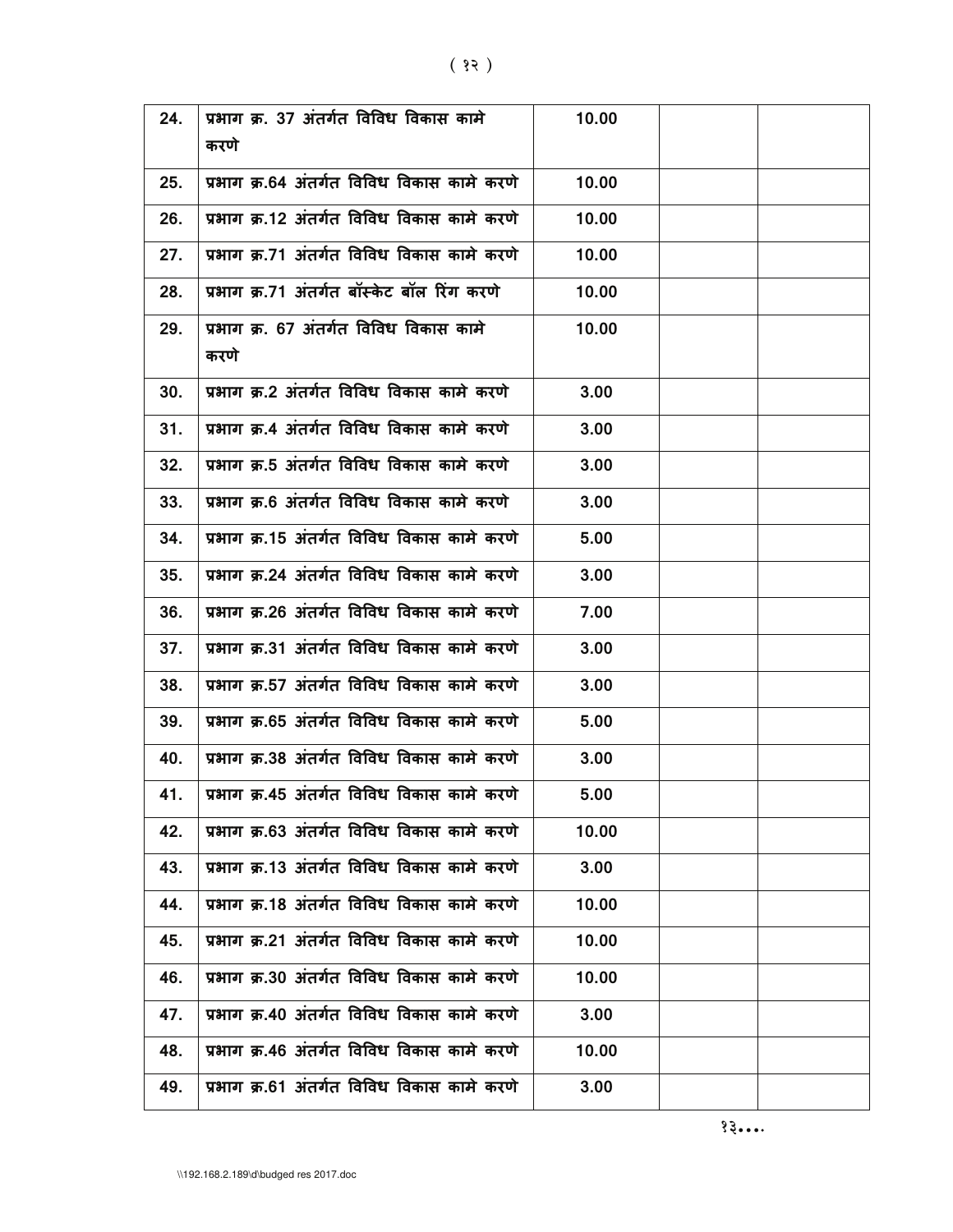| 24. | प्रभाग क्र. 37 अंतर्गत विविध विकास कामे करणे | 10.00 | | |
|---|---|---|---|---|
| 25. | प्रभाग क्र.64 अंतर्गत विविध विकास कामे करणे | 10.00 | | |
| 26. | प्रभाग क्र.12 अंतर्गत विविध विकास कामे करणे | 10.00 | | |
| 27. | प्रभाग क्र.71 अंतर्गत विविध विकास कामे करणे | 10.00 | | |
| 28. | प्रभाग क्र.71 अंतर्गत बॉस्केट बॉल रिंग करणे | 10.00 | | |
| 29. | प्रभाग क्र. 67 अंतर्गत विविध विकास कामे करणे | 10.00 | | |
| 30. | प्रभाग क्र.2 अंतर्गत विविध विकास कामे करणे | 3.00 | | |
| 31. | प्रभाग क्र.4 अंतर्गत विविध विकास कामे करणे | 3.00 | | |
| 32. | प्रभाग क्र.5 अंतर्गत विविध विकास कामे करणे | 3.00 | | |
| 33. | प्रभाग क्र.6 अंतर्गत विविध विकास कामे करणे | 3.00 | | |
| 34. | प्रभाग क्र.15 अंतर्गत विविध विकास कामे करणे | 5.00 | | |
| 35. | प्रभाग क्र.24 अंतर्गत विविध विकास कामे करणे | 3.00 | | |
| 36. | प्रभाग क्र.26 अंतर्गत विविध विकास कामे करणे | 7.00 | | |
| 37. | प्रभाग क्र.31 अंतर्गत विविध विकास कामे करणे | 3.00 | | |
| 38. | प्रभाग क्र.57 अंतर्गत विविध विकास कामे करणे | 3.00 | | |
| 39. | प्रभाग क्र.65 अंतर्गत विविध विकास कामे करणे | 5.00 | | |
| 40. | प्रभाग क्र.38 अंतर्गत विविध विकास कामे करणे | 3.00 | | |
| 41. | प्रभाग क्र.45 अंतर्गत विविध विकास कामे करणे | 5.00 | | |
| 42. | प्रभाग क्र.63 अंतर्गत विविध विकास कामे करणे | 10.00 | | |
| 43. | प्रभाग क्र.13 अंतर्गत विविध विकास कामे करणे | 3.00 | | |
| 44. | प्रभाग क्र.18 अंतर्गत विविध विकास कामे करणे | 10.00 | | |
| 45. | प्रभाग क्र.21 अंतर्गत विविध विकास कामे करणे | 10.00 | | |
| 46. | प्रभाग क्र.30 अंतर्गत विविध विकास कामे करणे | 10.00 | | |
| 47. | प्रभाग क्र.40 अंतर्गत विविध विकास कामे करणे | 3.00 | | |
| 48. | प्रभाग क्र.46 अंतर्गत विविध विकास कामे करणे | 10.00 | | |
| 49. | प्रभाग क्र.61 अंतर्गत विविध विकास कामे करणे | 3.00 | | |

१३....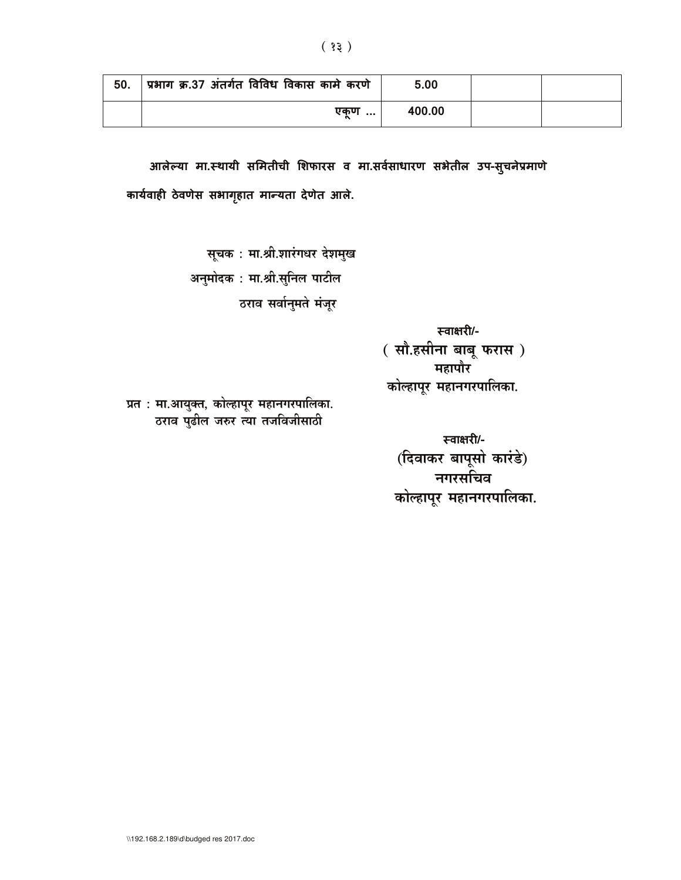| | | | | |
|---|---|---|---|---|
| 50. | प्रभाग क्र.37 अंतर्गत विविध विकास कामे करणे | 5.00 | | |
| | एकूण ... | 400.00 | | |

आलेल्या मा.स्थायी समितीची शिफारस व मा.सर्वसाधारण सभेतील उप-सुचनेप्रमाणे कार्यवाही ठेवणेस सभागृहात मान्यता देणेत आले.

सूचक : मा.श्री.शारंगधर देशमुख

अनुमोदक : मा.श्री.सुनिल पाटील

ठराव सर्वानुमते मंजूर

स्वाक्षरी/-

**( सौ.हसीना बाबू फरास )**

**महापौर**

**कोल्हापूर महानगरपालिका.**

प्रत : मा.आयुक्त, कोल्हापूर महानगरपालिका.
ठराव पुढील जरुर त्या तजविजीसाठी

स्वाक्षरी/-

**(दिवाकर बापूसो कारंडे)**

**नगरसचिव**

**कोल्हापूर महानगरपालिका.**

\\192.168.2.189\d\budged res 2017.doc